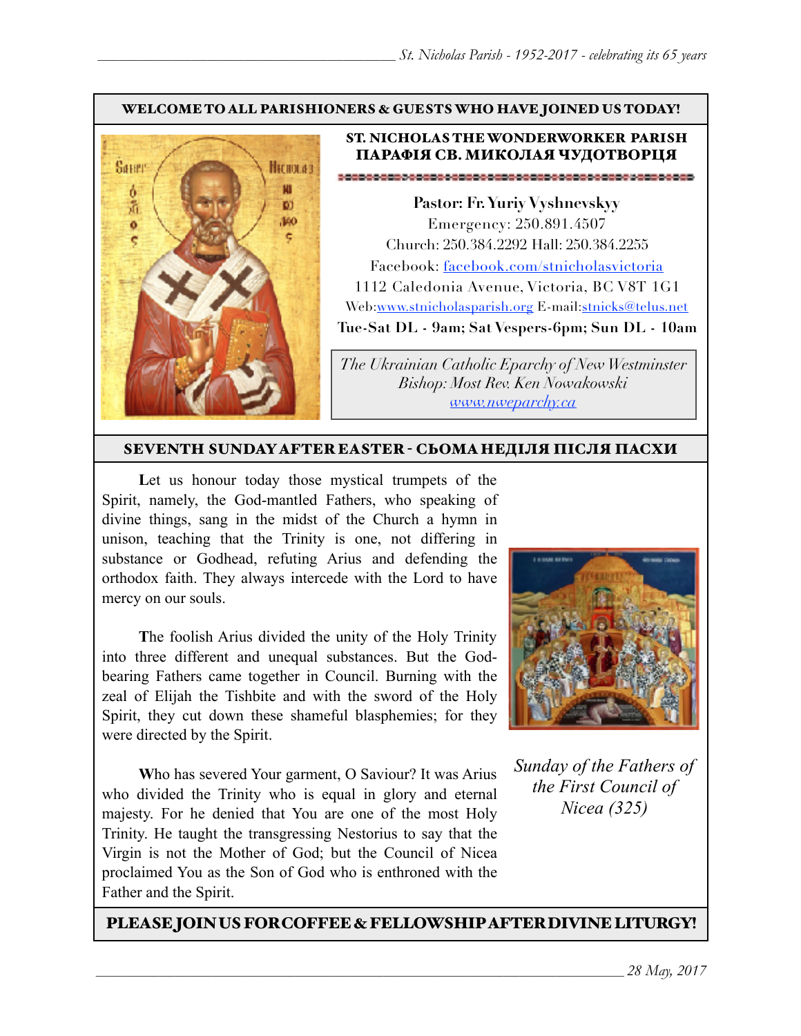**WELCOME TO ALL PARISHIONERS & GUESTS WHO HAVE JOINED US TODAY!**

## ST. NICHOLAS THE WONDERWORKER PARISH
## ПАРАФІЯ СВ. МИКОЛАЯ ЧУДОТВОРЦЯ

**Pastor: Fr. Yuriy Vyshnevskyy**
Emergency: 250.891.4507
Church: 250.384.2292 Hall: 250.384.2255
Facebook: facebook.com/stnicholasvictoria
1112 Caledonia Avenue, Victoria, BC V8T 1G1
Web:www.stnicholasparish.org E-mail:stnicks@telus.net
**Tue-Sat DL - 9am; Sat Vespers-6pm; Sun DL - 10am**

*The Ukrainian Catholic Eparchy of New Westminster*
*Bishop: Most Rev. Ken Nowakowski*
*www.nweparchy.ca*

## SEVENTH SUNDAY AFTER EASTER - СЬОМА НЕДІЛЯ ПІСЛЯ ПАСХИ

**L**et us honour today those mystical trumpets of the Spirit, namely, the God-mantled Fathers, who speaking of divine things, sang in the midst of the Church a hymn in unison, teaching that the Trinity is one, not differing in substance or Godhead, refuting Arius and defending the orthodox faith. They always intercede with the Lord to have mercy on our souls.

**T**he foolish Arius divided the unity of the Holy Trinity into three different and unequal substances. But the God-bearing Fathers came together in Council. Burning with the zeal of Elijah the Tishbite and with the sword of the Holy Spirit, they cut down these shameful blasphemies; for they were directed by the Spirit.

**W**ho has severed Your garment, O Saviour? It was Arius who divided the Trinity who is equal in glory and eternal majesty. For he denied that You are one of the most Holy Trinity. He taught the transgressing Nestorius to say that the Virgin is not the Mother of God; but the Council of Nicea proclaimed You as the Son of God who is enthroned with the Father and the Spirit.

*Sunday of the Fathers of the First Council of Nicea (325)*

**PLEASE JOIN US FOR COFFEE & FELLOWSHIP AFTER DIVINE LITURGY!**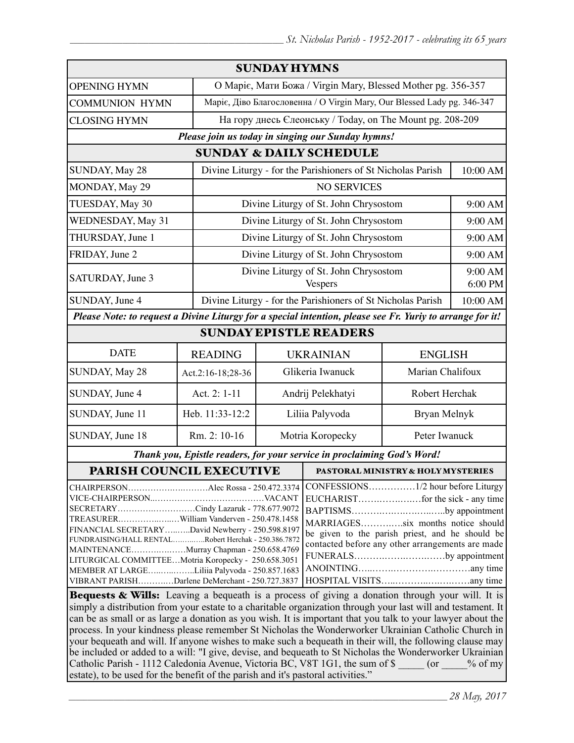## SUNDAY HYMNS

| | |
|---|---|
| OPENING HYMN | О Маріє, Мати Божа / Virgin Mary, Blessed Mother pg. 356-357 |
| COMMUNION HYMN | Маріє, Діво Благословенна / O Virgin Mary, Our Blessed Lady pg. 346-347 |
| CLOSING HYMN | На гору днесь Єлеонську / Today, on The Mount pg. 208-209 |

***Please join us today in singing our Sunday hymns!***

## SUNDAY & DAILY SCHEDULE

| | | |
|---|---|---|
| SUNDAY, May 28 | Divine Liturgy - for the Parishioners of St Nicholas Parish | 10:00 AM |
| MONDAY, May 29 | NO SERVICES | |
| TUESDAY, May 30 | Divine Liturgy of St. John Chrysostom | 9:00 AM |
| WEDNESDAY, May 31 | Divine Liturgy of St. John Chrysostom | 9:00 AM |
| THURSDAY, June 1 | Divine Liturgy of St. John Chrysostom | 9:00 AM |
| FRIDAY, June 2 | Divine Liturgy of St. John Chrysostom | 9:00 AM |
| SATURDAY, June 3 | Divine Liturgy of St. John Chrysostom<br>Vespers | 9:00 AM<br>6:00 PM |
| SUNDAY, June 4 | Divine Liturgy - for the Parishioners of St Nicholas Parish | 10:00 AM |

***Please Note: to request a Divine Liturgy for a special intention, please see Fr. Yuriy to arrange for it!***

## SUNDAY EPISTLE READERS

| DATE | READING | UKRAINIAN | ENGLISH |
|---|---|---|---|
| SUNDAY, May 28 | Act.2:16-18;28-36 | Glikeria Iwanuck | Marian Chalifoux |
| SUNDAY, June 4 | Act. 2: 1-11 | Andrij Pelekhatyi | Robert Herchak |
| SUNDAY, June 11 | Heb. 11:33-12:2 | Liliia Palyvoda | Bryan Melnyk |
| SUNDAY, June 18 | Rm. 2: 10-16 | Motria Koropecky | Peter Iwanuck |

***Thank you, Epistle readers, for your service in proclaiming God's Word!***

## PARISH COUNCIL EXECUTIVE

CHAIRPERSON……………………Alec Rossa - 250.472.3374
VICE-CHAIRPERSON……………………………VACANT
SECRETARY……………………Cindy Lazaruk - 778.677.9072
TREASURER……………William Vanderven - 250.478.1458
FINANCIAL SECRETARY……David Newberry - 250.598.8197
FUNDRAISING/HALL RENTAL……Robert Herchak - 250.386.7872
MAINTENANCE……………Murray Chapman - 250.658.4769
LITURGICAL COMMITTEE…Motria Koropecky - 250.658.3051
MEMBER AT LARGE……………Liliia Palyvoda - 250.857.1683
VIBRANT PARISH…………Darlene DeMerchant - 250.727.3837

## PASTORAL MINISTRY & HOLY MYSTERIES

CONFESSIONS……………1/2 hour before Liturgy
EUCHARIST……………for the sick - any time
BAPTISMS…………………………by appointment
MARRIAGES…………six months notice should be given to the parish priest, and he should be contacted before any other arrangements are made
FUNERALS…………………………by appointment
ANOINTING…………………………any time
HOSPITAL VISITS…………………………any time

**Bequests & Wills:** Leaving a bequeath is a process of giving a donation through your will. It is simply a distribution from your estate to a charitable organization through your last will and testament. It can be as small or as large a donation as you wish. It is important that you talk to your lawyer about the process. In your kindness please remember St Nicholas the Wonderworker Ukrainian Catholic Church in your bequeath and will. If anyone wishes to make such a bequeath in their will, the following clause may be included or added to a will: "I give, devise, and bequeath to St Nicholas the Wonderworker Ukrainian Catholic Parish - 1112 Caledonia Avenue, Victoria BC, V8T 1G1, the sum of $ _____ (or _____% of my estate), to be used for the benefit of the parish and it's pastoral activities."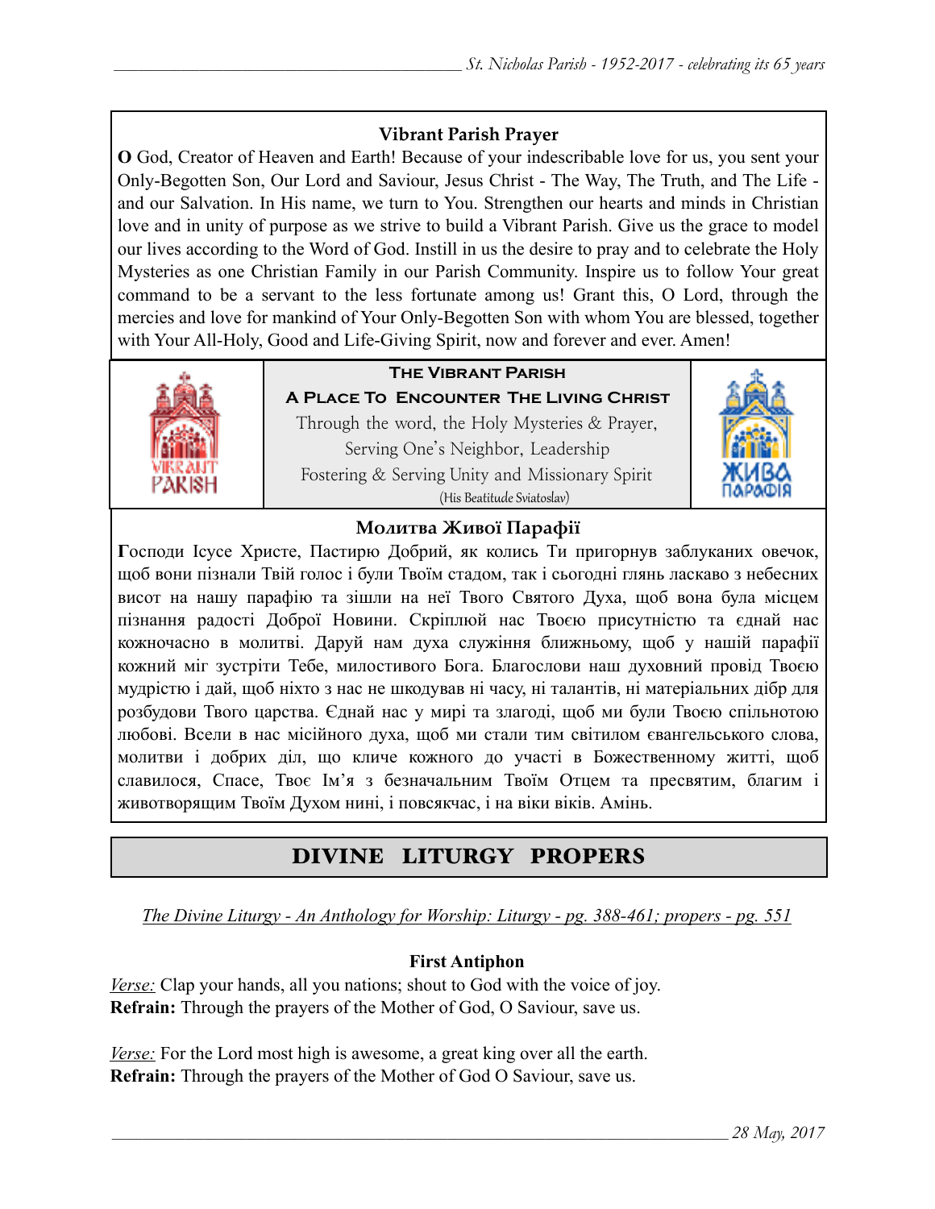### Vibrant Parish Prayer

**O** God, Creator of Heaven and Earth! Because of your indescribable love for us, you sent your Only-Begotten Son, Our Lord and Saviour, Jesus Christ - The Way, The Truth, and The Life - and our Salvation. In His name, we turn to You. Strengthen our hearts and minds in Christian love and in unity of purpose as we strive to build a Vibrant Parish. Give us the grace to model our lives according to the Word of God. Instill in us the desire to pray and to celebrate the Holy Mysteries as one Christian Family in our Parish Community. Inspire us to follow Your great command to be a servant to the less fortunate among us! Grant this, O Lord, through the mercies and love for mankind of Your Only-Begotten Son with whom You are blessed, together with Your All-Holy, Good and Life-Giving Spirit, now and forever and ever. Amen!

**The Vibrant Parish**

**A Place To Encounter The Living Christ**

Through the word, the Holy Mysteries & Prayer,
Serving One's Neighbor, Leadership
Fostering & Serving Unity and Missionary Spirit
(His Beatitude Sviatoslav)

### Молитва Живої Парафії

**Г**осподи Ісусе Христе, Пастирю Добрий, як колись Ти пригорнув заблуканих овечок, щоб вони пізнали Твій голос і були Твоїм стадом, так і сьогодні глянь ласкаво з небесних висот на нашу парафію та зішли на неї Твого Святого Духа, щоб вона була місцем пізнання радості Доброї Новини. Скріплюй нас Твоєю присутністю та єднай нас кожночасно в молитві. Даруй нам духа служіння ближньому, щоб у нашій парафії кожний міг зустріти Тебе, милостивого Бога. Благослови наш духовний провід Твоєю мудрістю і дай, щоб ніхто з нас не шкодував ні часу, ні талантів, ні матеріальних дібр для розбудови Твого царства. Єднай нас у мирі та злагоді, щоб ми були Твоєю спільнотою любові. Всели в нас місійного духа, щоб ми стали тим світилом євангельського слова, молитви і добрих діл, що кличе кожного до участі в Божественному житті, щоб славилося, Спасе, Твоє Ім'я з безначальним Твоїм Отцем та пресвятим, благим і животворящим Твоїм Духом нині, і повсякчас, і на віки віків. Амінь.

## DIVINE LITURGY PROPERS

*The Divine Liturgy - An Anthology for Worship: Liturgy - pg. 388-461; propers - pg. 551*

**First Antiphon**

*Verse:* Clap your hands, all you nations; shout to God with the voice of joy.
**Refrain:** Through the prayers of the Mother of God, O Saviour, save us.

*Verse:* For the Lord most high is awesome, a great king over all the earth.
**Refrain:** Through the prayers of the Mother of God O Saviour, save us.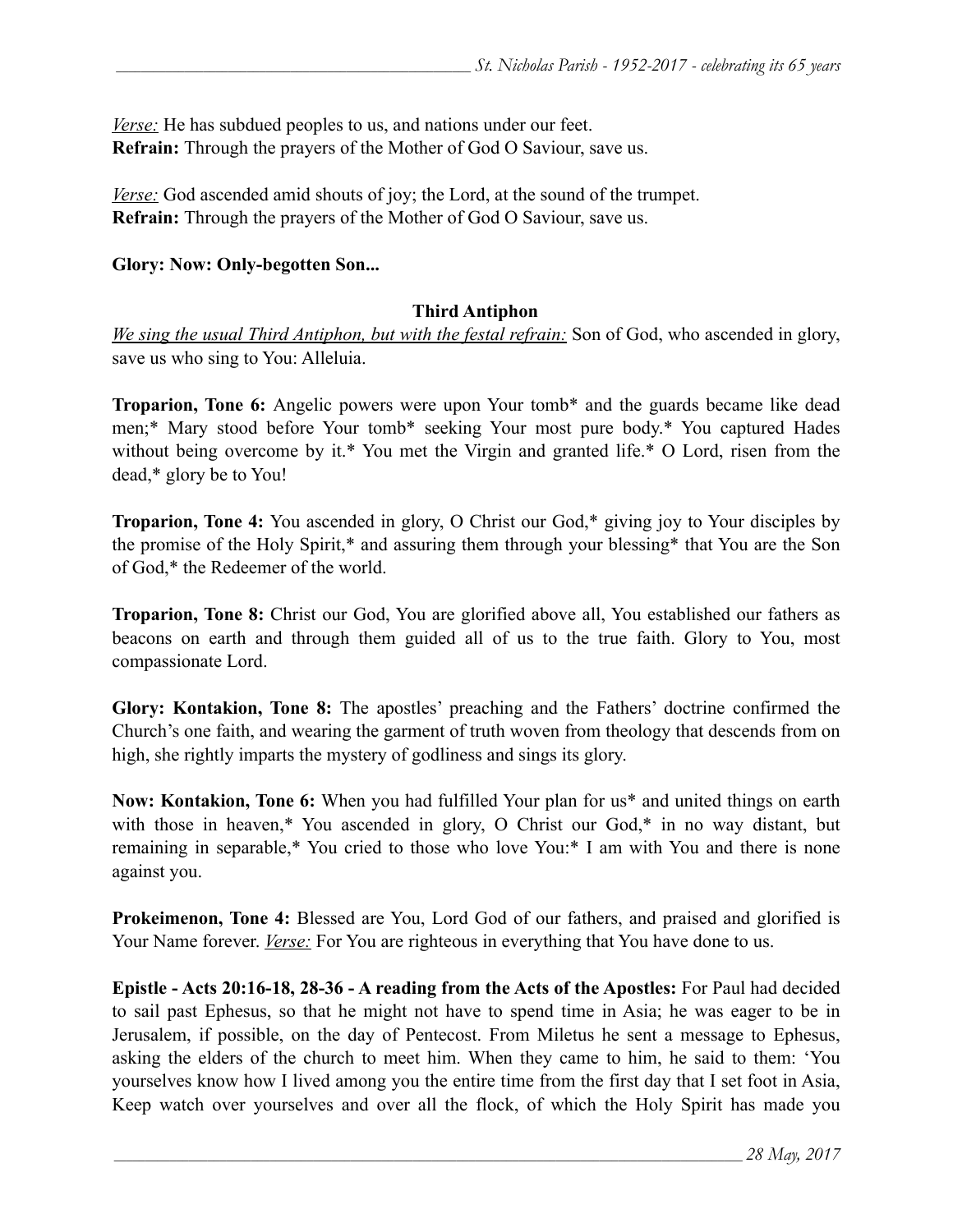*Verse:* He has subdued peoples to us, and nations under our feet.
**Refrain:** Through the prayers of the Mother of God O Saviour, save us.

*Verse:* God ascended amid shouts of joy; the Lord, at the sound of the trumpet.
**Refrain:** Through the prayers of the Mother of God O Saviour, save us.

**Glory: Now: Only-begotten Son...**

**Third Antiphon**

*We sing the usual Third Antiphon, but with the festal refrain:* Son of God, who ascended in glory, save us who sing to You: Alleluia.

**Troparion, Tone 6:** Angelic powers were upon Your tomb* and the guards became like dead men;* Mary stood before Your tomb* seeking Your most pure body.* You captured Hades without being overcome by it.* You met the Virgin and granted life.* O Lord, risen from the dead,* glory be to You!

**Troparion, Tone 4:** You ascended in glory, O Christ our God,* giving joy to Your disciples by the promise of the Holy Spirit,* and assuring them through your blessing* that You are the Son of God,* the Redeemer of the world.

**Troparion, Tone 8:** Christ our God, You are glorified above all, You established our fathers as beacons on earth and through them guided all of us to the true faith. Glory to You, most compassionate Lord.

**Glory: Kontakion, Tone 8:** The apostles' preaching and the Fathers' doctrine confirmed the Church's one faith, and wearing the garment of truth woven from theology that descends from on high, she rightly imparts the mystery of godliness and sings its glory.

**Now: Kontakion, Tone 6:** When you had fulfilled Your plan for us* and united things on earth with those in heaven,* You ascended in glory, O Christ our God,* in no way distant, but remaining in separable,* You cried to those who love You:* I am with You and there is none against you.

**Prokeimenon, Tone 4:** Blessed are You, Lord God of our fathers, and praised and glorified is Your Name forever. *Verse:* For You are righteous in everything that You have done to us.

**Epistle - Acts 20:16-18, 28-36 - A reading from the Acts of the Apostles:** For Paul had decided to sail past Ephesus, so that he might not have to spend time in Asia; he was eager to be in Jerusalem, if possible, on the day of Pentecost. From Miletus he sent a message to Ephesus, asking the elders of the church to meet him. When they came to him, he said to them: 'You yourselves know how I lived among you the entire time from the first day that I set foot in Asia, Keep watch over yourselves and over all the flock, of which the Holy Spirit has made you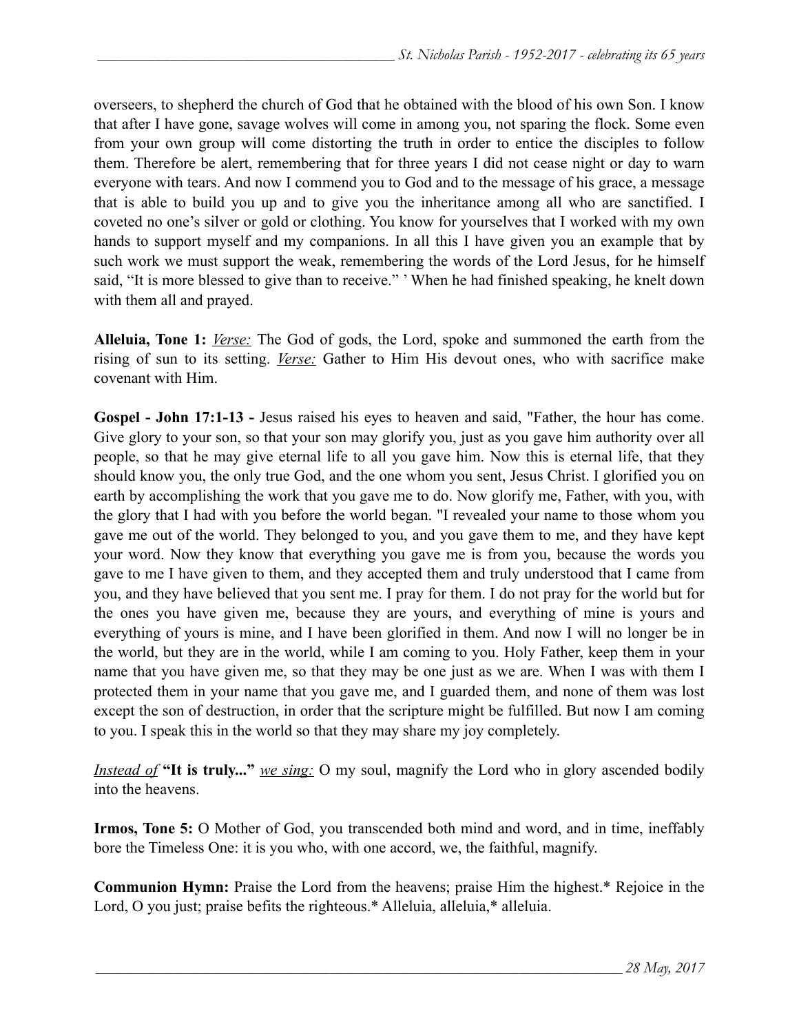overseers, to shepherd the church of God that he obtained with the blood of his own Son. I know that after I have gone, savage wolves will come in among you, not sparing the flock. Some even from your own group will come distorting the truth in order to entice the disciples to follow them. Therefore be alert, remembering that for three years I did not cease night or day to warn everyone with tears. And now I commend you to God and to the message of his grace, a message that is able to build you up and to give you the inheritance among all who are sanctified. I coveted no one's silver or gold or clothing. You know for yourselves that I worked with my own hands to support myself and my companions. In all this I have given you an example that by such work we must support the weak, remembering the words of the Lord Jesus, for he himself said, "It is more blessed to give than to receive." ' When he had finished speaking, he knelt down with them all and prayed.

**Alleluia, Tone 1:** *Verse:* The God of gods, the Lord, spoke and summoned the earth from the rising of sun to its setting. *Verse:* Gather to Him His devout ones, who with sacrifice make covenant with Him.

**Gospel - John 17:1-13 -** Jesus raised his eyes to heaven and said, "Father, the hour has come. Give glory to your son, so that your son may glorify you, just as you gave him authority over all people, so that he may give eternal life to all you gave him. Now this is eternal life, that they should know you, the only true God, and the one whom you sent, Jesus Christ. I glorified you on earth by accomplishing the work that you gave me to do. Now glorify me, Father, with you, with the glory that I had with you before the world began. "I revealed your name to those whom you gave me out of the world. They belonged to you, and you gave them to me, and they have kept your word. Now they know that everything you gave me is from you, because the words you gave to me I have given to them, and they accepted them and truly understood that I came from you, and they have believed that you sent me. I pray for them. I do not pray for the world but for the ones you have given me, because they are yours, and everything of mine is yours and everything of yours is mine, and I have been glorified in them. And now I will no longer be in the world, but they are in the world, while I am coming to you. Holy Father, keep them in your name that you have given me, so that they may be one just as we are. When I was with them I protected them in your name that you gave me, and I guarded them, and none of them was lost except the son of destruction, in order that the scripture might be fulfilled. But now I am coming to you. I speak this in the world so that they may share my joy completely.

*Instead of* **"It is truly..."** *we sing:* O my soul, magnify the Lord who in glory ascended bodily into the heavens.

**Irmos, Tone 5:** O Mother of God, you transcended both mind and word, and in time, ineffably bore the Timeless One: it is you who, with one accord, we, the faithful, magnify.

**Communion Hymn:** Praise the Lord from the heavens; praise Him the highest.* Rejoice in the Lord, O you just; praise befits the righteous.* Alleluia, alleluia,* alleluia.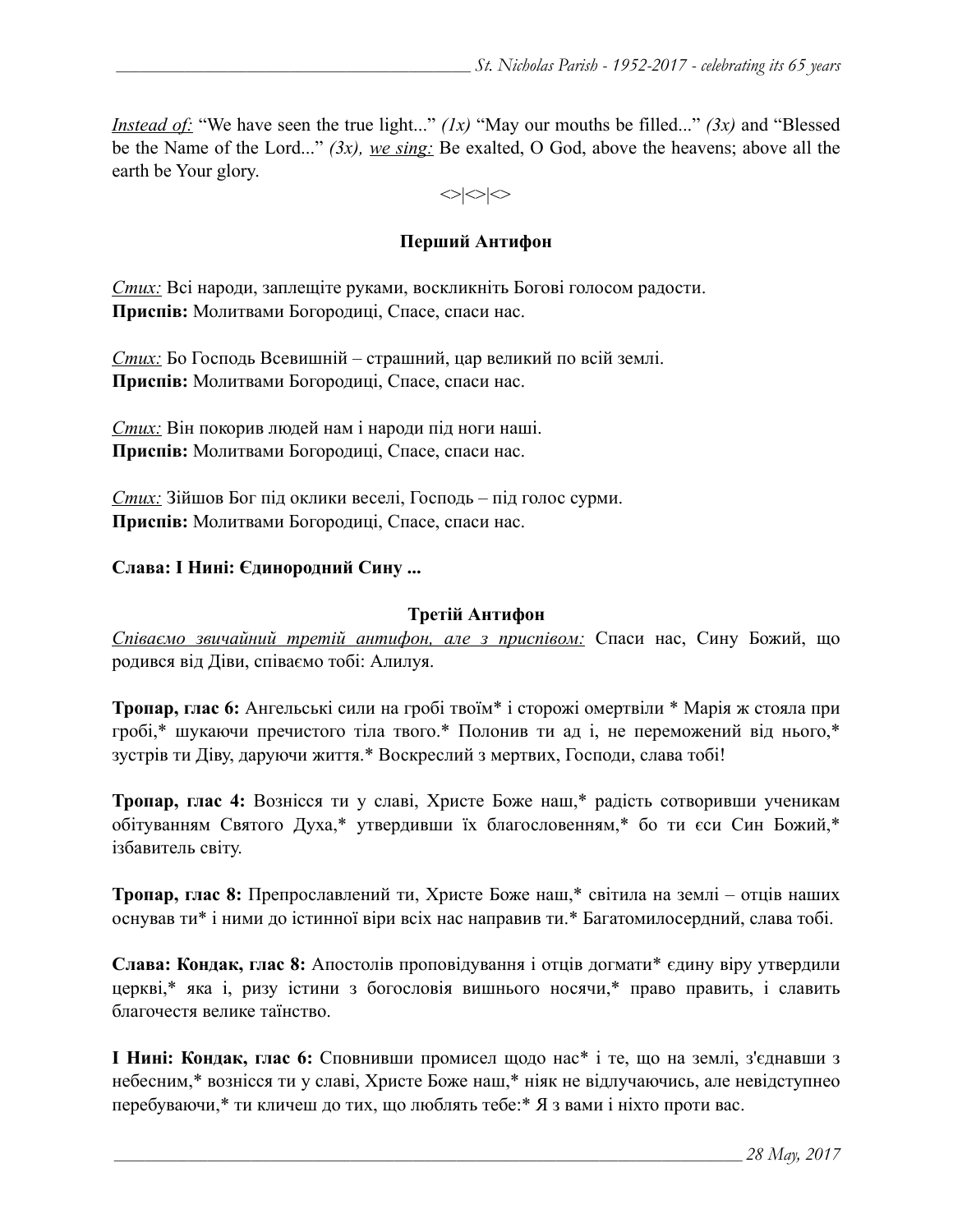*Instead of:* "We have seen the true light..." *(1x)* "May our mouths be filled..." *(3x)* and "Blessed be the Name of the Lord..." *(3x), we sing:* Be exalted, O God, above the heavens; above all the earth be Your glory.

<>|<>|<>

### Перший Антифон

*Стих:* Всі народи, заплещіте руками, воскликніть Богові голосом радости.
**Приспів:** Молитвами Богородиці, Спасе, спаси нас.

*Стих:* Бо Господь Всевишній – страшний, цар великий по всій землі.
**Приспів:** Молитвами Богородиці, Спасе, спаси нас.

*Стих:* Він покорив людей нам і народи під ноги наші.
**Приспів:** Молитвами Богородиці, Спасе, спаси нас.

*Стих:* Зійшов Бог під оклики веселі, Господь – під голос сурми.
**Приспів:** Молитвами Богородиці, Спасе, спаси нас.

**Слава: І Нині: Єдинородний Сину ...**

### Третій Антифон

*Співаємо звичайний третій антифон, але з приспівом:* Спаси нас, Сину Божий, що родився від Діви, співаємо тобі: Алилуя.

**Тропар, глас 6:** Ангельські сили на гробі твоїм* і сторожі омертвіли * Марія ж стояла при гробі,* шукаючи пречистого тіла твого.* Полонив ти ад і, не переможений від нього,* зустрів ти Діву, даруючи життя.* Воскреслий з мертвих, Господи, слава тобі!

**Тропар, глас 4:** Вознісся ти у славі, Христе Боже наш,* радість сотворивши ученикам обітуванням Святого Духа,* утвердивши їх благословенням,* бо ти єси Син Божий,* ізбавитель світу.

**Тропар, глас 8:** Препрославлений ти, Христе Боже наш,* світила на землі – отців наших оснував ти* і ними до істинної віри всіх нас направив ти.* Багатомилосердний, слава тобі.

**Слава: Кондак, глас 8:** Апостолів проповідування і отців догмати* єдину віру утвердили церкві,* яка і, ризу істини з богословія вишнього носячи,* право править, і славить благочестя велике таїнство.

**І Нині: Кондак, глас 6:** Сповнивши промисел щодо нас* і те, що на землі, з'єднавши з небесним,* вознісся ти у славі, Христе Боже наш,* ніяк не відлучаючись, але невідступнео перебуваючи,* ти кличеш до тих, що люблять тебе:* Я з вами і ніхто проти вас.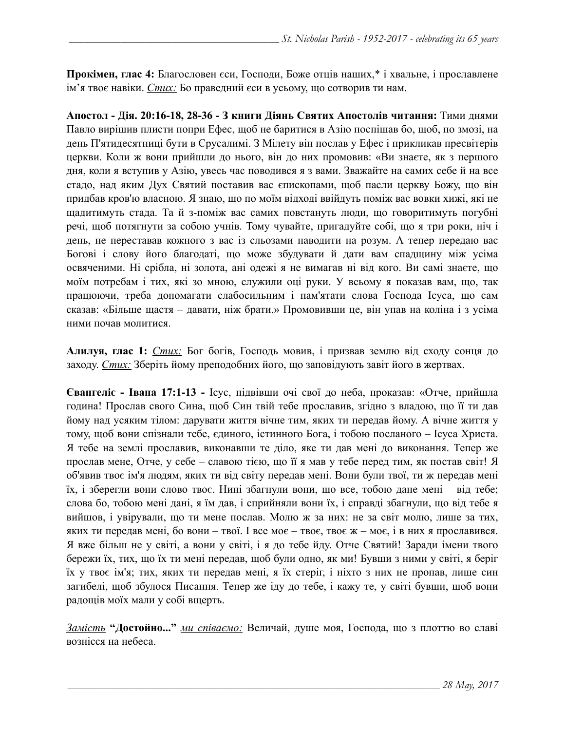**Прокімен, глас 4:** Благословен єси, Господи, Боже отців наших,* і хвальне, і прославлене ім'я твоє навіки. *Стих:* Бо праведний єси в усьому, що сотворив ти нам.

**Апостол - Дія. 20:16-18, 28-36 - З книги Діянь Святих Апостолів читання:** Тими днями Павло вирішив плисти попри Ефес, щоб не баритися в Азію поспішав бо, щоб, по змозі, на день П'ятидесятниці бути в Єрусалимі. З Мілету він послав у Ефес і прикликав пресвітерів церкви. Коли ж вони прийшли до нього, він до них промовив: «Ви знаєте, як з першого дня, коли я вступив у Азію, увесь час поводився я з вами. Зважайте на самих себе й на все стадо, над яким Дух Святий поставив вас єпископами, щоб пасли церкву Божу, що він придбав кров'ю власною. Я знаю, що по моїм відході ввійдуть поміж вас вовки хижі, які не щадитимуть стада. Та й з-поміж вас самих повстануть люди, що говоритимуть погубні речі, щоб потягнути за собою учнів. Тому чувайте, пригадуйте собі, що я три роки, ніч і день, не переставав кожного з вас із сльозами наводити на розум. А тепер передаю вас Богові і слову його благодаті, що може збудувати й дати вам спадщину між усіма освяченими. Ні срібла, ні золота, ані одежі я не вимагав ні від кого. Ви самі знаєте, що моїм потребам і тих, які зо мною, служили оці руки. У всьому я показав вам, що, так працюючи, треба допомагати слабосильним і пам'ятати слова Господа Ісуса, що сам сказав: «Більше щастя – давати, ніж брати.» Промовивши це, він упав на коліна і з усіма ними почав молитися.

**Алилуя, глас 1:** *Стих:* Бог богів, Господь мовив, і призвав землю від сходу сонця до заходу. *Стих:* Зберіть йому преподобних його, що заповідують завіт його в жертвах.

**Євангеліє - Івана 17:1-13 -** Ісус, підвівши очі свої до неба, проказав: «Отче, прийшла година! Прослав свого Сина, щоб Син твій тебе прославив, згідно з владою, що її ти дав йому над усяким тілом: дарувати життя вічне тим, яких ти передав йому. А вічне життя у тому, щоб вони спізнали тебе, єдиного, істинного Бога, і тобою посланого – Ісуса Христа. Я тебе на землі прославив, виконавши те діло, яке ти дав мені до виконання. Тепер же прослав мене, Отче, у себе – славою тією, що її я мав у тебе перед тим, як постав світ! Я об'явив твоє ім'я людям, яких ти від світу передав мені. Вони були твої, ти ж передав мені їх, і зберегли вони слово твоє. Нині збагнули вони, що все, тобою дане мені – від тебе; слова бо, тобою мені дані, я їм дав, і сприйняли вони їх, і справді збагнули, що від тебе я вийшов, і увірували, що ти мене послав. Молю ж за них: не за світ молю, лише за тих, яких ти передав мені, бо вони – твої. І все моє – твоє, твоє ж – моє, і в них я прославився. Я вже більш не у світі, а вони у світі, і я до тебе йду. Отче Святий! Заради імени твого бережи їх, тих, що їх ти мені передав, щоб були одно, як ми! Бувши з ними у світі, я беріг їх у твоє ім'я; тих, яких ти передав мені, я їх стеріг, і ніхто з них не пропав, лише син загибелі, щоб збулося Писання. Тепер же іду до тебе, і кажу те, у світі бувши, щоб вони радощів моїх мали у собі вщерть.

*Замість* **"Достойно..."** *ми співаємо:* Величай, душе моя, Господа, що з плоттю во славі вознісся на небеса.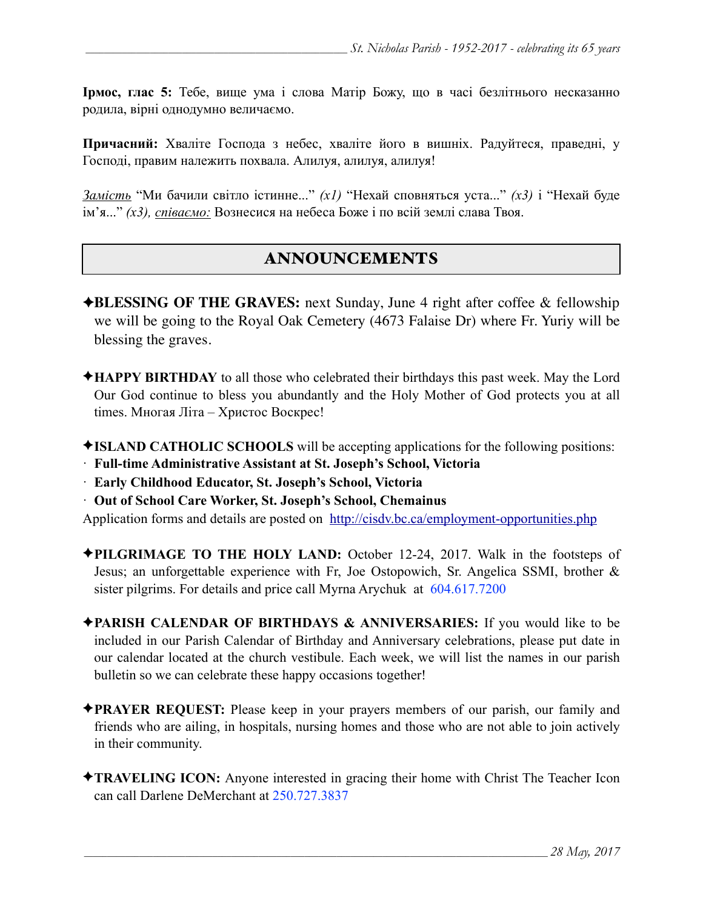**Ірмос, глас 5:** Тебе, вище ума і слова Матір Божу, що в часі безлітнього несказанно родила, вірні однодумно величаємо.

**Причасний:** Хваліте Господа з небес, хваліте його в вишніх. Радуйтеся, праведні, у Господі, правим належить похвала. Алилуя, алилуя, алилуя!

*Замість* “Ми бачили світло істинне...” *(x1)* “Нехай сповняться уста...” *(x3)* і “Нехай буде ім’я...” *(x3), співаємо:* Вознесися на небеса Боже і по всій землі слава Твоя.

## ANNOUNCEMENTS

✦**BLESSING OF THE GRAVES:** next Sunday, June 4 right after coffee & fellowship we will be going to the Royal Oak Cemetery (4673 Falaise Dr) where Fr. Yuriy will be blessing the graves.

✦**HAPPY BIRTHDAY** to all those who celebrated their birthdays this past week. May the Lord Our God continue to bless you abundantly and the Holy Mother of God protects you at all times. Многая Літа – Христос Воскрес!

✦**ISLAND CATHOLIC SCHOOLS** will be accepting applications for the following positions:

- **Full-time Administrative Assistant at St. Joseph’s School, Victoria**
- **Early Childhood Educator, St. Joseph’s School, Victoria**
- **Out of School Care Worker, St. Joseph’s School, Chemainus**

Application forms and details are posted on http://cisdv.bc.ca/employment-opportunities.php

✦**PILGRIMAGE TO THE HOLY LAND:** October 12-24, 2017. Walk in the footsteps of Jesus; an unforgettable experience with Fr, Joe Ostopowich, Sr. Angelica SSMI, brother & sister pilgrims. For details and price call Myrna Arychuk at 604.617.7200

✦**PARISH CALENDAR OF BIRTHDAYS & ANNIVERSARIES:** If you would like to be included in our Parish Calendar of Birthday and Anniversary celebrations, please put date in our calendar located at the church vestibule. Each week, we will list the names in our parish bulletin so we can celebrate these happy occasions together!

✦**PRAYER REQUEST:** Please keep in your prayers members of our parish, our family and friends who are ailing, in hospitals, nursing homes and those who are not able to join actively in their community.

✦**TRAVELING ICON:** Anyone interested in gracing their home with Christ The Teacher Icon can call Darlene DeMerchant at 250.727.3837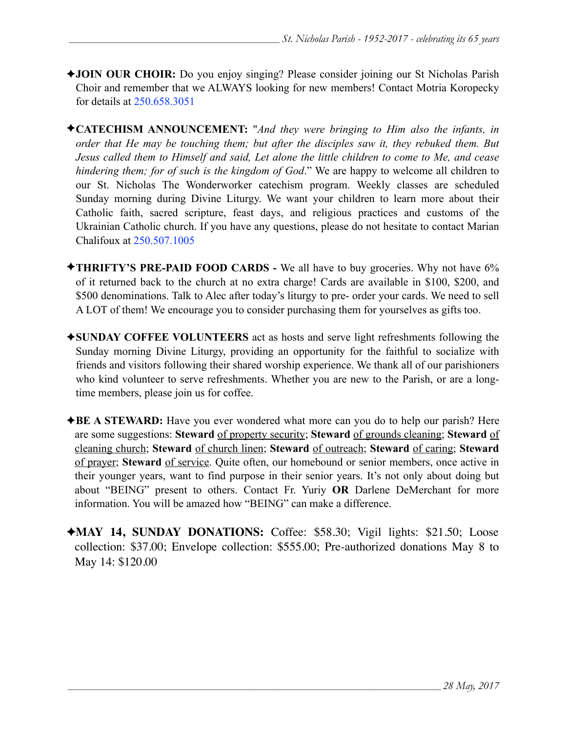✦**JOIN OUR CHOIR:** Do you enjoy singing? Please consider joining our St Nicholas Parish Choir and remember that we ALWAYS looking for new members! Contact Motria Koropecky for details at 250.658.3051

✦**CATECHISM ANNOUNCEMENT:** "*And they were bringing to Him also the infants, in order that He may be touching them; but after the disciples saw it, they rebuked them. But Jesus called them to Himself and said, Let alone the little children to come to Me, and cease hindering them; for of such is the kingdom of God*." We are happy to welcome all children to our St. Nicholas The Wonderworker catechism program. Weekly classes are scheduled Sunday morning during Divine Liturgy. We want your children to learn more about their Catholic faith, sacred scripture, feast days, and religious practices and customs of the Ukrainian Catholic church. If you have any questions, please do not hesitate to contact Marian Chalifoux at 250.507.1005

✦**THRIFTY'S PRE-PAID FOOD CARDS -** We all have to buy groceries. Why not have 6% of it returned back to the church at no extra charge! Cards are available in $100, $200, and $500 denominations. Talk to Alec after today's liturgy to pre- order your cards. We need to sell A LOT of them! We encourage you to consider purchasing them for yourselves as gifts too.

✦**SUNDAY COFFEE VOLUNTEERS** act as hosts and serve light refreshments following the Sunday morning Divine Liturgy, providing an opportunity for the faithful to socialize with friends and visitors following their shared worship experience. We thank all of our parishioners who kind volunteer to serve refreshments. Whether you are new to the Parish, or are a long-time members, please join us for coffee.

✦**BE A STEWARD:** Have you ever wondered what more can you do to help our parish? Here are some suggestions: **Steward** of property security; **Steward** of grounds cleaning; **Steward** of cleaning church; **Steward** of church linen; **Steward** of outreach; **Steward** of caring; **Steward** of prayer; **Steward** of service. Quite often, our homebound or senior members, once active in their younger years, want to find purpose in their senior years. It's not only about doing but about "BEING" present to others. Contact Fr. Yuriy **OR** Darlene DeMerchant for more information. You will be amazed how "BEING" can make a difference.

✦**MAY 14, SUNDAY DONATIONS:** Coffee: $58.30; Vigil lights: $21.50; Loose collection: $37.00; Envelope collection: $555.00; Pre-authorized donations May 8 to May 14: $120.00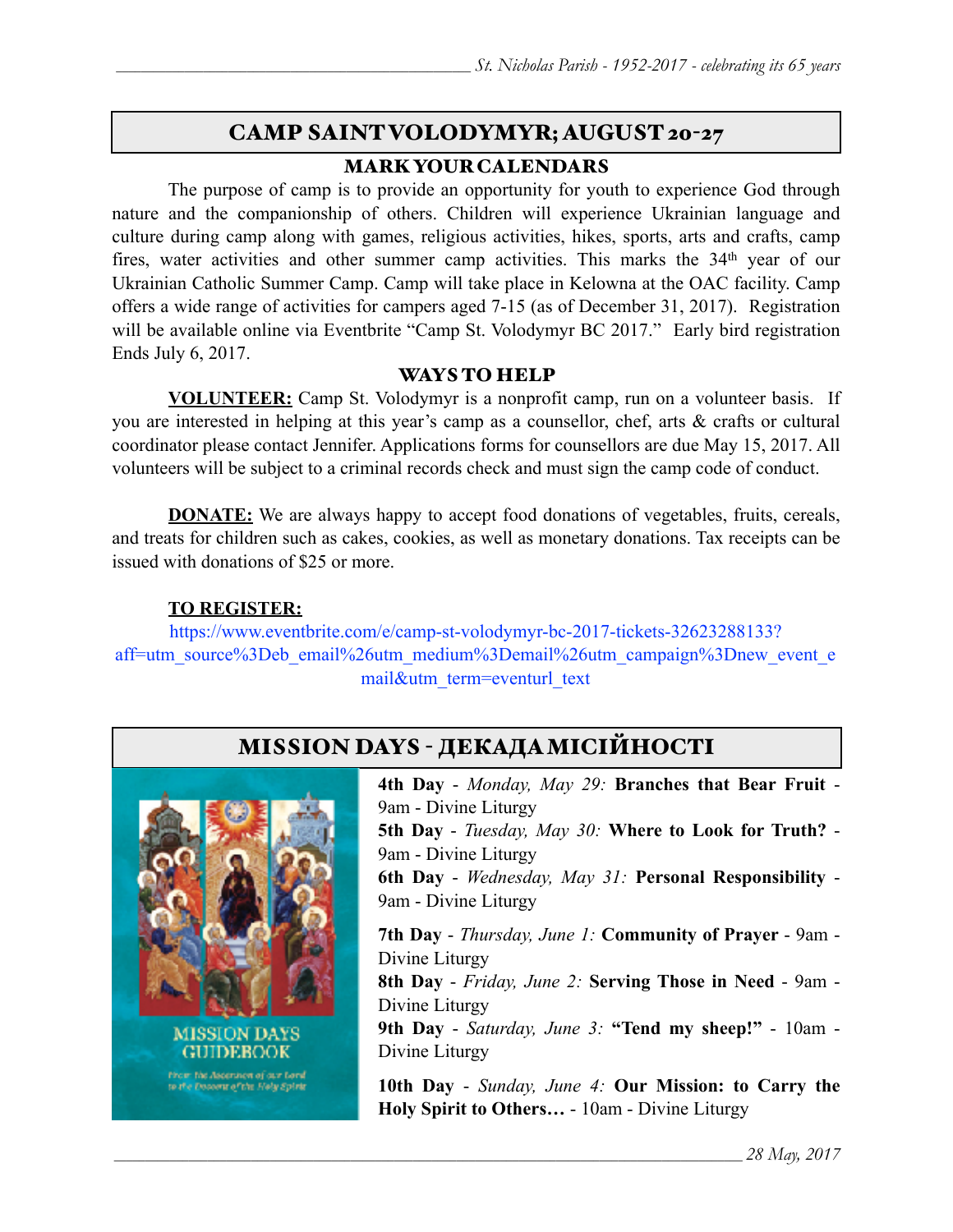## CAMP SAINT VOLODYMYR; AUGUST 20-27

### MARK YOUR CALENDARS

The purpose of camp is to provide an opportunity for youth to experience God through nature and the companionship of others. Children will experience Ukrainian language and culture during camp along with games, religious activities, hikes, sports, arts and crafts, camp fires, water activities and other summer camp activities. This marks the 34th year of our Ukrainian Catholic Summer Camp. Camp will take place in Kelowna at the OAC facility. Camp offers a wide range of activities for campers aged 7-15 (as of December 31, 2017). Registration will be available online via Eventbrite "Camp St. Volodymyr BC 2017." Early bird registration Ends July 6, 2017.

### WAYS TO HELP

**VOLUNTEER:** Camp St. Volodymyr is a nonprofit camp, run on a volunteer basis. If you are interested in helping at this year's camp as a counsellor, chef, arts & crafts or cultural coordinator please contact Jennifer. Applications forms for counsellors are due May 15, 2017. All volunteers will be subject to a criminal records check and must sign the camp code of conduct.

**DONATE:** We are always happy to accept food donations of vegetables, fruits, cereals, and treats for children such as cakes, cookies, as well as monetary donations. Tax receipts can be issued with donations of $25 or more.

**TO REGISTER:**

https://www.eventbrite.com/e/camp-st-volodymyr-bc-2017-tickets-32623288133?aff=utm_source%3Deb_email%26utm_medium%3Demail%26utm_campaign%3Dnew_event_email&utm_term=eventurl_text

## MISSION DAYS - ДЕКАДА МІСІЙНОСТІ

MISSION DAYS GUIDEBOOK

From the Ascension of our Lord to the Descent of the Holy Spirit

**4th Day** - *Monday, May 29:* **Branches that Bear Fruit** - 9am - Divine Liturgy

**5th Day** - *Tuesday, May 30:* **Where to Look for Truth?** - 9am - Divine Liturgy

**6th Day** - *Wednesday, May 31:* **Personal Responsibility** - 9am - Divine Liturgy

**7th Day** - *Thursday, June 1:* **Community of Prayer** - 9am - Divine Liturgy

**8th Day** - *Friday, June 2:* **Serving Those in Need** - 9am - Divine Liturgy

**9th Day** - *Saturday, June 3:* **"Tend my sheep!"** - 10am - Divine Liturgy

**10th Day** - *Sunday, June 4:* **Our Mission: to Carry the Holy Spirit to Others…** - 10am - Divine Liturgy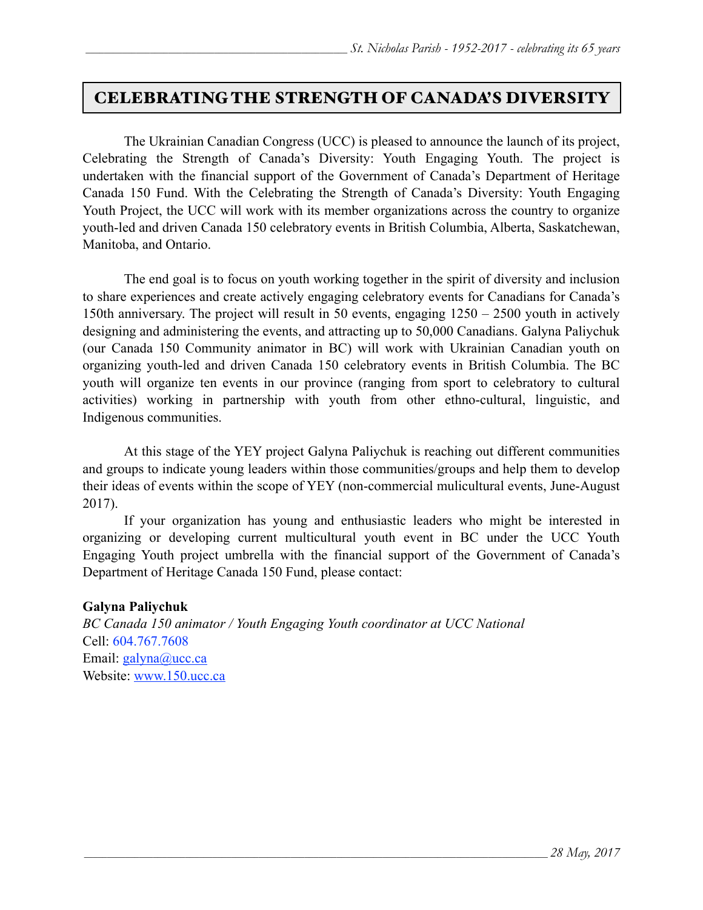# CELEBRATING THE STRENGTH OF CANADA'S DIVERSITY

The Ukrainian Canadian Congress (UCC) is pleased to announce the launch of its project, Celebrating the Strength of Canada's Diversity: Youth Engaging Youth. The project is undertaken with the financial support of the Government of Canada's Department of Heritage Canada 150 Fund. With the Celebrating the Strength of Canada's Diversity: Youth Engaging Youth Project, the UCC will work with its member organizations across the country to organize youth-led and driven Canada 150 celebratory events in British Columbia, Alberta, Saskatchewan, Manitoba, and Ontario.

The end goal is to focus on youth working together in the spirit of diversity and inclusion to share experiences and create actively engaging celebratory events for Canadians for Canada's 150th anniversary. The project will result in 50 events, engaging 1250 – 2500 youth in actively designing and administering the events, and attracting up to 50,000 Canadians. Galyna Paliychuk (our Canada 150 Community animator in BC) will work with Ukrainian Canadian youth on organizing youth-led and driven Canada 150 celebratory events in British Columbia. The BC youth will organize ten events in our province (ranging from sport to celebratory to cultural activities) working in partnership with youth from other ethno-cultural, linguistic, and Indigenous communities.

At this stage of the YEY project Galyna Paliychuk is reaching out different communities and groups to indicate young leaders within those communities/groups and help them to develop their ideas of events within the scope of YEY (non-commercial mulicultural events, June-August 2017).

If your organization has young and enthusiastic leaders who might be interested in organizing or developing current multicultural youth event in BC under the UCC Youth Engaging Youth project umbrella with the financial support of the Government of Canada's Department of Heritage Canada 150 Fund, please contact:

**Galyna Paliychuk**
*BC Canada 150 animator / Youth Engaging Youth coordinator at UCC National*
Cell: 604.767.7608
Email: galyna@ucc.ca
Website: www.150.ucc.ca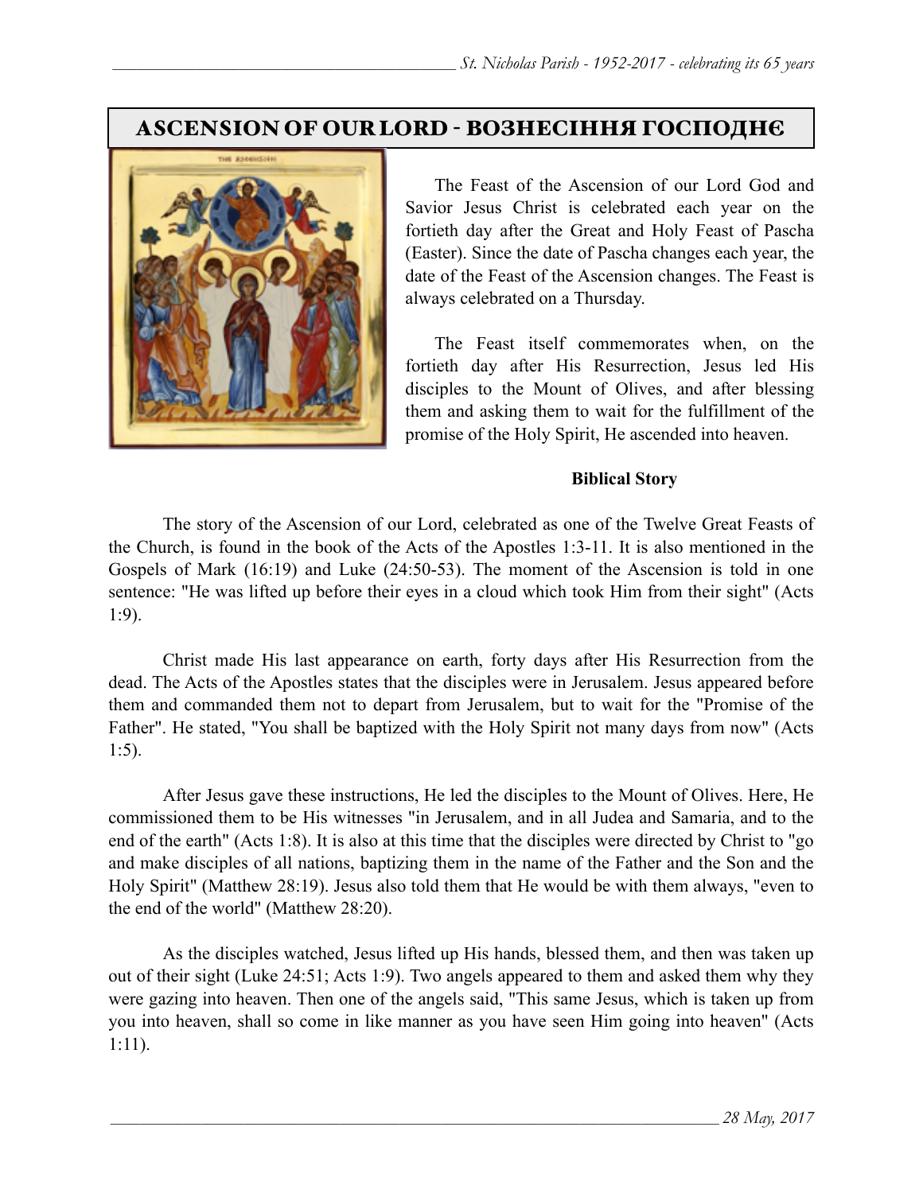# ASCENSION OF OUR LORD - ВОЗНЕСІННЯ ГОСПОДНЄ

The Feast of the Ascension of our Lord God and Savior Jesus Christ is celebrated each year on the fortieth day after the Great and Holy Feast of Pascha (Easter). Since the date of Pascha changes each year, the date of the Feast of the Ascension changes. The Feast is always celebrated on a Thursday.

The Feast itself commemorates when, on the fortieth day after His Resurrection, Jesus led His disciples to the Mount of Olives, and after blessing them and asking them to wait for the fulfillment of the promise of the Holy Spirit, He ascended into heaven.

**Biblical Story**

The story of the Ascension of our Lord, celebrated as one of the Twelve Great Feasts of the Church, is found in the book of the Acts of the Apostles 1:3-11. It is also mentioned in the Gospels of Mark (16:19) and Luke (24:50-53). The moment of the Ascension is told in one sentence: "He was lifted up before their eyes in a cloud which took Him from their sight" (Acts 1:9).

Christ made His last appearance on earth, forty days after His Resurrection from the dead. The Acts of the Apostles states that the disciples were in Jerusalem. Jesus appeared before them and commanded them not to depart from Jerusalem, but to wait for the "Promise of the Father". He stated, "You shall be baptized with the Holy Spirit not many days from now" (Acts 1:5).

After Jesus gave these instructions, He led the disciples to the Mount of Olives. Here, He commissioned them to be His witnesses "in Jerusalem, and in all Judea and Samaria, and to the end of the earth" (Acts 1:8). It is also at this time that the disciples were directed by Christ to "go and make disciples of all nations, baptizing them in the name of the Father and the Son and the Holy Spirit" (Matthew 28:19). Jesus also told them that He would be with them always, "even to the end of the world" (Matthew 28:20).

As the disciples watched, Jesus lifted up His hands, blessed them, and then was taken up out of their sight (Luke 24:51; Acts 1:9). Two angels appeared to them and asked them why they were gazing into heaven. Then one of the angels said, "This same Jesus, which is taken up from you into heaven, shall so come in like manner as you have seen Him going into heaven" (Acts 1:11).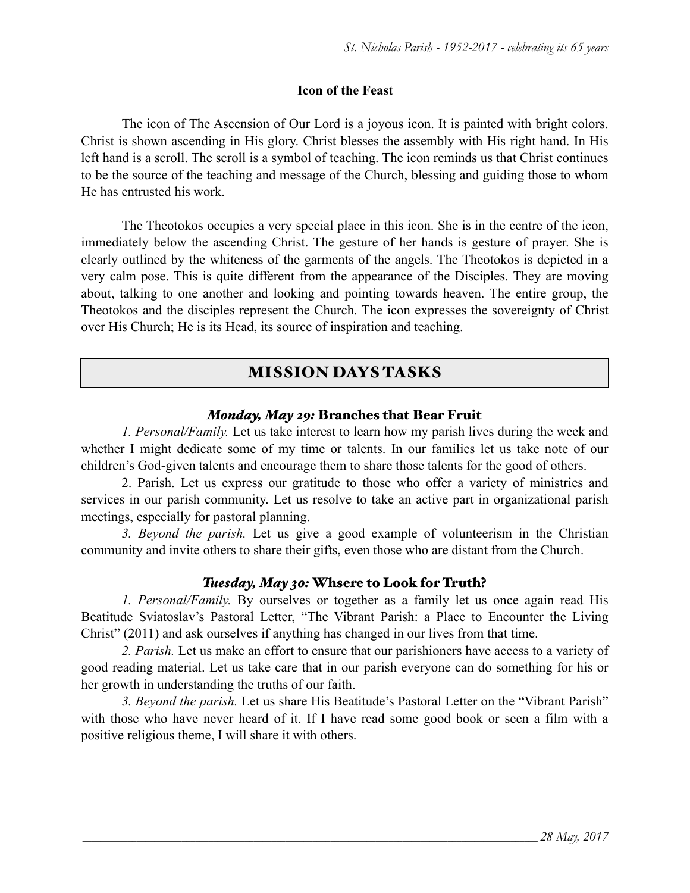### Icon of the Feast

The icon of The Ascension of Our Lord is a joyous icon. It is painted with bright colors. Christ is shown ascending in His glory. Christ blesses the assembly with His right hand. In His left hand is a scroll. The scroll is a symbol of teaching. The icon reminds us that Christ continues to be the source of the teaching and message of the Church, blessing and guiding those to whom He has entrusted his work.

The Theotokos occupies a very special place in this icon. She is in the centre of the icon, immediately below the ascending Christ. The gesture of her hands is gesture of prayer. She is clearly outlined by the whiteness of the garments of the angels. The Theotokos is depicted in a very calm pose. This is quite different from the appearance of the Disciples. They are moving about, talking to one another and looking and pointing towards heaven. The entire group, the Theotokos and the disciples represent the Church. The icon expresses the sovereignty of Christ over His Church; He is its Head, its source of inspiration and teaching.

## MISSION DAYS TASKS

### *Monday, May 29:* Branches that Bear Fruit

*1. Personal/Family.* Let us take interest to learn how my parish lives during the week and whether I might dedicate some of my time or talents. In our families let us take note of our children's God-given talents and encourage them to share those talents for the good of others.

2. Parish. Let us express our gratitude to those who offer a variety of ministries and services in our parish community. Let us resolve to take an active part in organizational parish meetings, especially for pastoral planning.

*3. Beyond the parish.* Let us give a good example of volunteerism in the Christian community and invite others to share their gifts, even those who are distant from the Church.

### *Tuesday, May 30:* Whsere to Look for Truth?

*1. Personal/Family.* By ourselves or together as a family let us once again read His Beatitude Sviatoslav's Pastoral Letter, "The Vibrant Parish: a Place to Encounter the Living Christ" (2011) and ask ourselves if anything has changed in our lives from that time.

*2. Parish.* Let us make an effort to ensure that our parishioners have access to a variety of good reading material. Let us take care that in our parish everyone can do something for his or her growth in understanding the truths of our faith.

*3. Beyond the parish.* Let us share His Beatitude's Pastoral Letter on the "Vibrant Parish" with those who have never heard of it. If I have read some good book or seen a film with a positive religious theme, I will share it with others.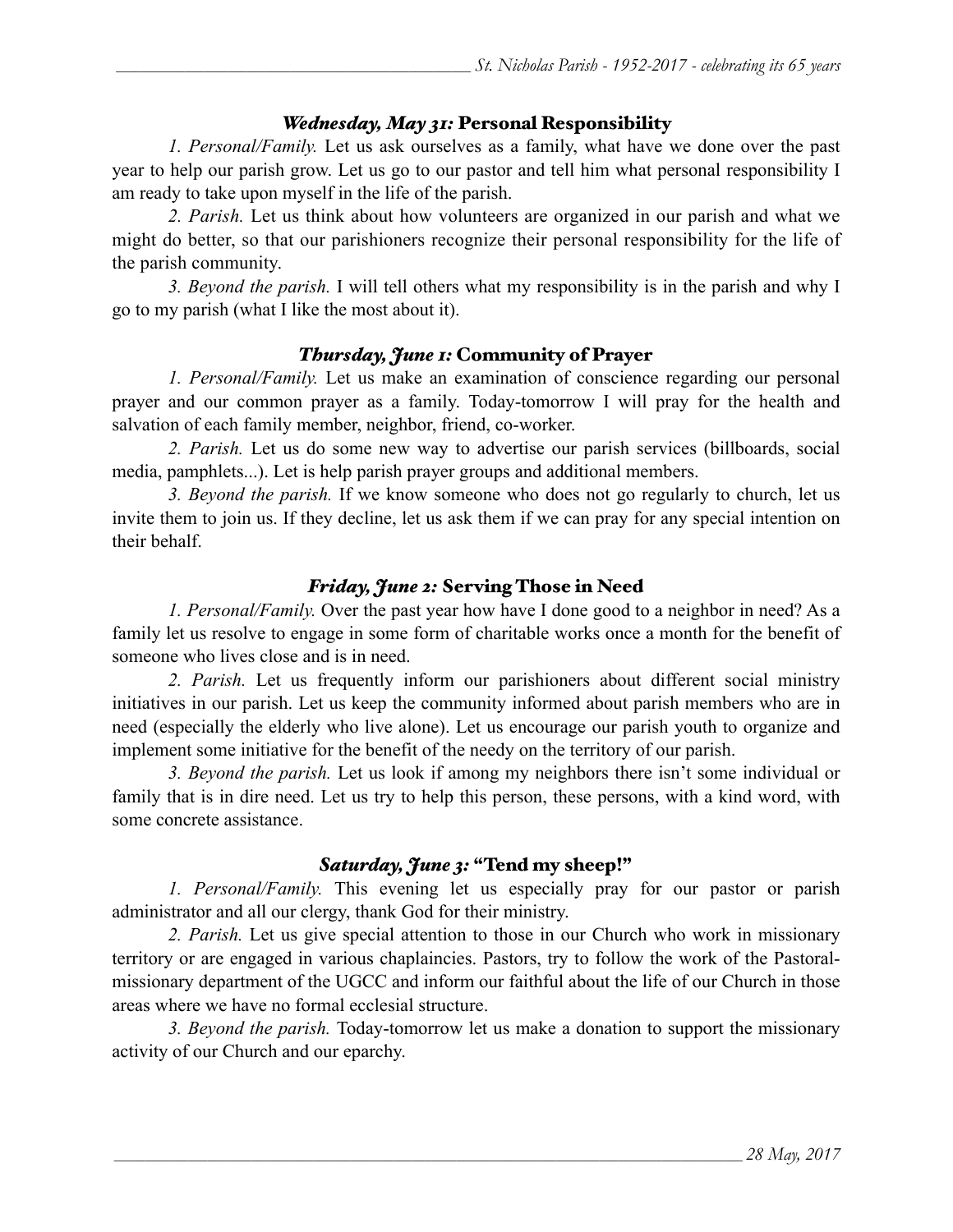### *Wednesday, May 31:* **Personal Responsibility**

*1. Personal/Family.* Let us ask ourselves as a family, what have we done over the past year to help our parish grow. Let us go to our pastor and tell him what personal responsibility I am ready to take upon myself in the life of the parish.

*2. Parish.* Let us think about how volunteers are organized in our parish and what we might do better, so that our parishioners recognize their personal responsibility for the life of the parish community.

*3. Beyond the parish.* I will tell others what my responsibility is in the parish and why I go to my parish (what I like the most about it).

### *Thursday, June 1:* **Community of Prayer**

*1. Personal/Family.* Let us make an examination of conscience regarding our personal prayer and our common prayer as a family. Today-tomorrow I will pray for the health and salvation of each family member, neighbor, friend, co-worker.

*2. Parish.* Let us do some new way to advertise our parish services (billboards, social media, pamphlets...). Let is help parish prayer groups and additional members.

*3. Beyond the parish.* If we know someone who does not go regularly to church, let us invite them to join us. If they decline, let us ask them if we can pray for any special intention on their behalf.

### *Friday, June 2:* **Serving Those in Need**

*1. Personal/Family.* Over the past year how have I done good to a neighbor in need? As a family let us resolve to engage in some form of charitable works once a month for the benefit of someone who lives close and is in need.

*2. Parish.* Let us frequently inform our parishioners about different social ministry initiatives in our parish. Let us keep the community informed about parish members who are in need (especially the elderly who live alone). Let us encourage our parish youth to organize and implement some initiative for the benefit of the needy on the territory of our parish.

*3. Beyond the parish.* Let us look if among my neighbors there isn't some individual or family that is in dire need. Let us try to help this person, these persons, with a kind word, with some concrete assistance.

### *Saturday, June 3:* **"Tend my sheep!"**

*1. Personal/Family.* This evening let us especially pray for our pastor or parish administrator and all our clergy, thank God for their ministry.

*2. Parish.* Let us give special attention to those in our Church who work in missionary territory or are engaged in various chaplaincies. Pastors, try to follow the work of the Pastoral-missionary department of the UGCC and inform our faithful about the life of our Church in those areas where we have no formal ecclesial structure.

*3. Beyond the parish.* Today-tomorrow let us make a donation to support the missionary activity of our Church and our eparchy.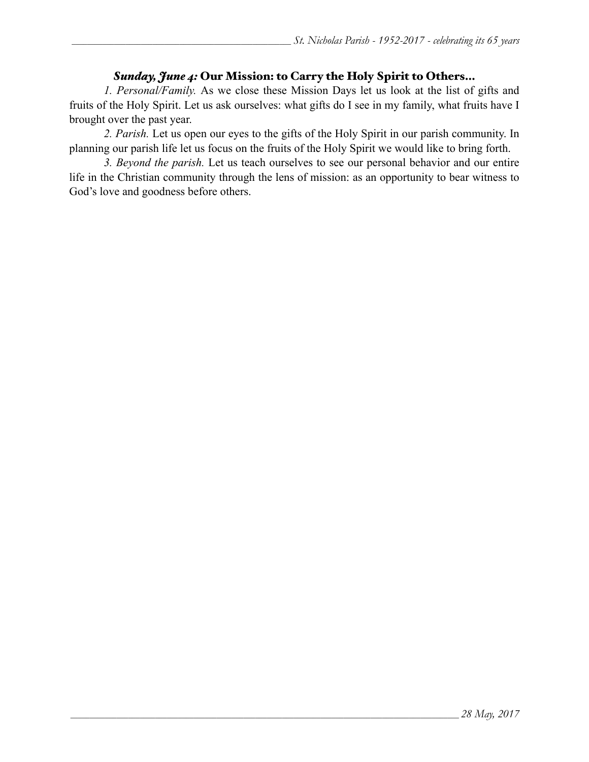### *Sunday, June 4:* Our Mission: to Carry the Holy Spirit to Others…

*1. Personal/Family.* As we close these Mission Days let us look at the list of gifts and fruits of the Holy Spirit. Let us ask ourselves: what gifts do I see in my family, what fruits have I brought over the past year.

*2. Parish.* Let us open our eyes to the gifts of the Holy Spirit in our parish community. In planning our parish life let us focus on the fruits of the Holy Spirit we would like to bring forth.

*3. Beyond the parish.* Let us teach ourselves to see our personal behavior and our entire life in the Christian community through the lens of mission: as an opportunity to bear witness to God's love and goodness before others.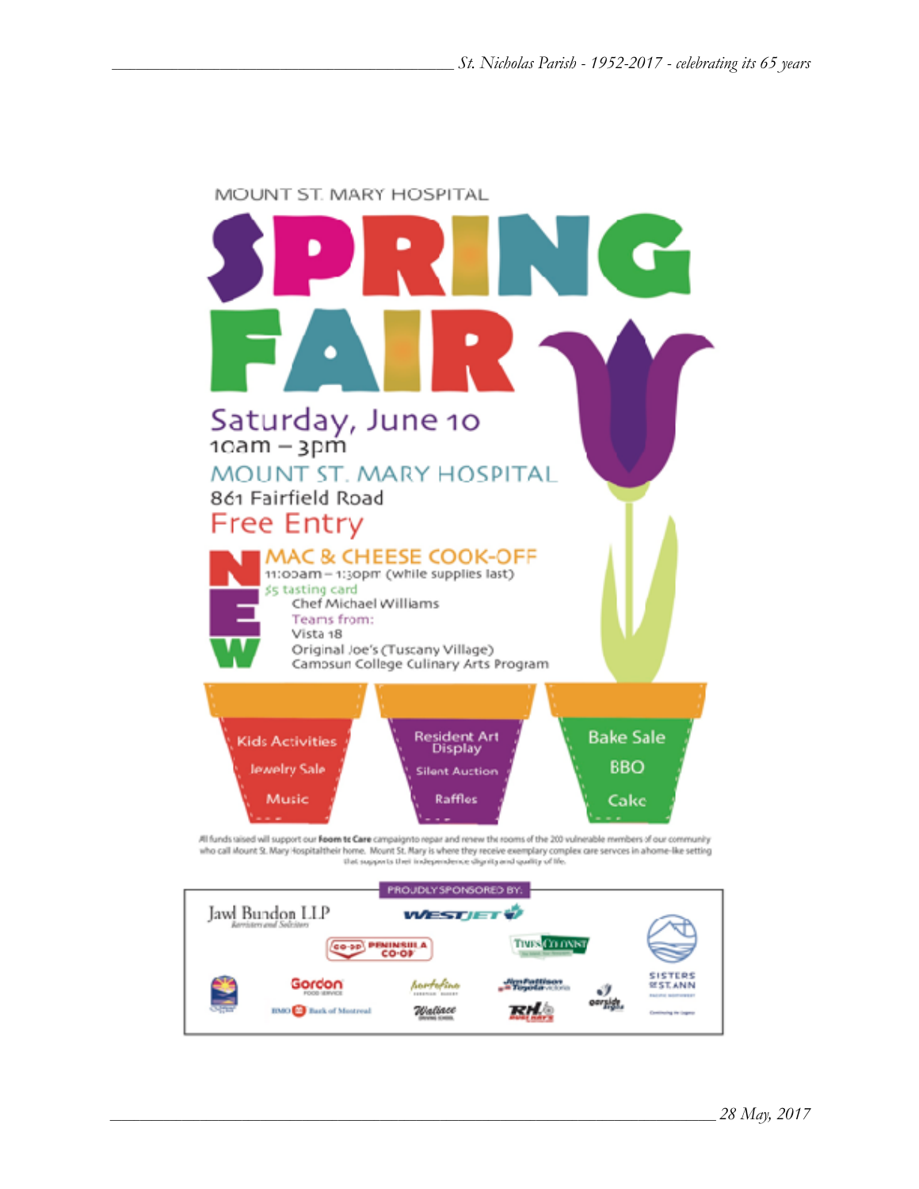MOUNT ST. MARY HOSPITAL

# SPRING FAIR

## Saturday, June 10

10am – 3pm

MOUNT ST. MARY HOSPITAL

861 Fairfield Road

**Free Entry**

**NEW**

### MAC & CHEESE COOK-OFF

11:00am – 1:30pm (while supplies last)

$5 tasting card

Chef Michael Williams

Teams from:

Vista 18

Original Joe's (Tuscany Village)

Camosun College Culinary Arts Program

- Kids Activities
- Jewelry Sale
- Music

- Resident Art Display
- Silent Auction
- Raffles

- Bake Sale
- BBQ
- Cake

All funds raised will support our **Room to Care** campaign to repair and renew the rooms of the 200 vulnerable members of our community who call Mount St. Mary Hospital their home. Mount St. Mary is where they receive exemplary complex care services in a home-like setting that supports their independence, dignity and quality of life.

PROUDLY SPONSORED BY:

Jawl Bundon LLP Barristers and Solicitors

WestJet

Peninsula Co-op

Times Colonist

Sisters of St. Ann

Gordon Food Service

Portofino

Jim Pattison Toyota Victoria

Oakside

BMO Bank of Montreal

Wallace

RH